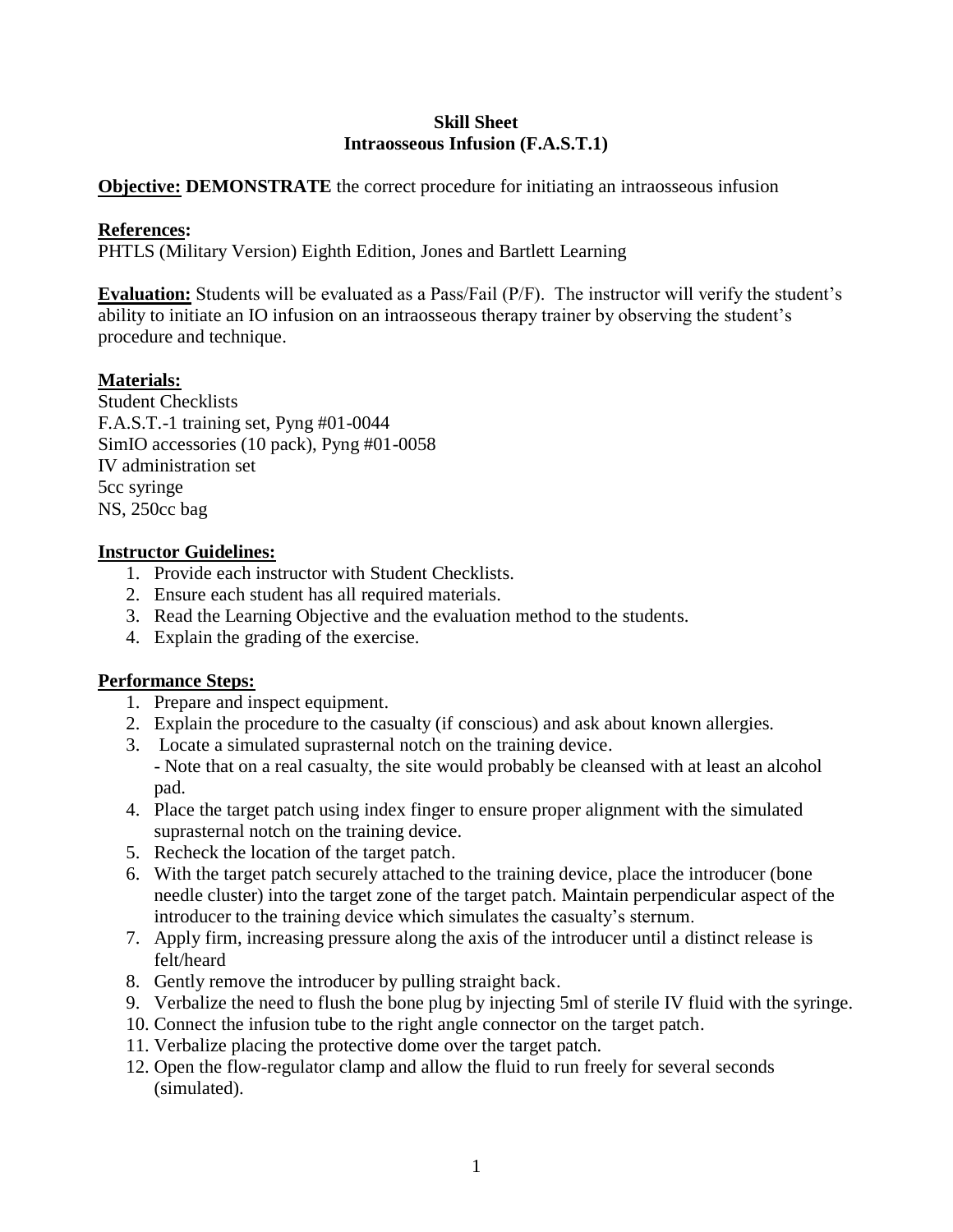# Skill Sheet
## Intraosseous Infusion (F.A.S.T.1)

**Objective: DEMONSTRATE** the correct procedure for initiating an intraosseous infusion

**References:**
PHTLS (Military Version) Eighth Edition, Jones and Bartlett Learning

**Evaluation:** Students will be evaluated as a Pass/Fail (P/F). The instructor will verify the student's ability to initiate an IO infusion on an intraosseous therapy trainer by observing the student's procedure and technique.

**Materials:**
Student Checklists
F.A.S.T.-1 training set, Pyng #01-0044
SimIO accessories (10 pack), Pyng #01-0058
IV administration set
5cc syringe
NS, 250cc bag

**Instructor Guidelines:**

1. Provide each instructor with Student Checklists.
2. Ensure each student has all required materials.
3. Read the Learning Objective and the evaluation method to the students.
4. Explain the grading of the exercise.

**Performance Steps:**

1. Prepare and inspect equipment.
2. Explain the procedure to the casualty (if conscious) and ask about known allergies.
3. Locate a simulated suprasternal notch on the training device.
   - Note that on a real casualty, the site would probably be cleansed with at least an alcohol pad.
4. Place the target patch using index finger to ensure proper alignment with the simulated suprasternal notch on the training device.
5. Recheck the location of the target patch.
6. With the target patch securely attached to the training device, place the introducer (bone needle cluster) into the target zone of the target patch. Maintain perpendicular aspect of the introducer to the training device which simulates the casualty's sternum.
7. Apply firm, increasing pressure along the axis of the introducer until a distinct release is felt/heard
8. Gently remove the introducer by pulling straight back.
9. Verbalize the need to flush the bone plug by injecting 5ml of sterile IV fluid with the syringe.
10. Connect the infusion tube to the right angle connector on the target patch.
11. Verbalize placing the protective dome over the target patch.
12. Open the flow-regulator clamp and allow the fluid to run freely for several seconds (simulated).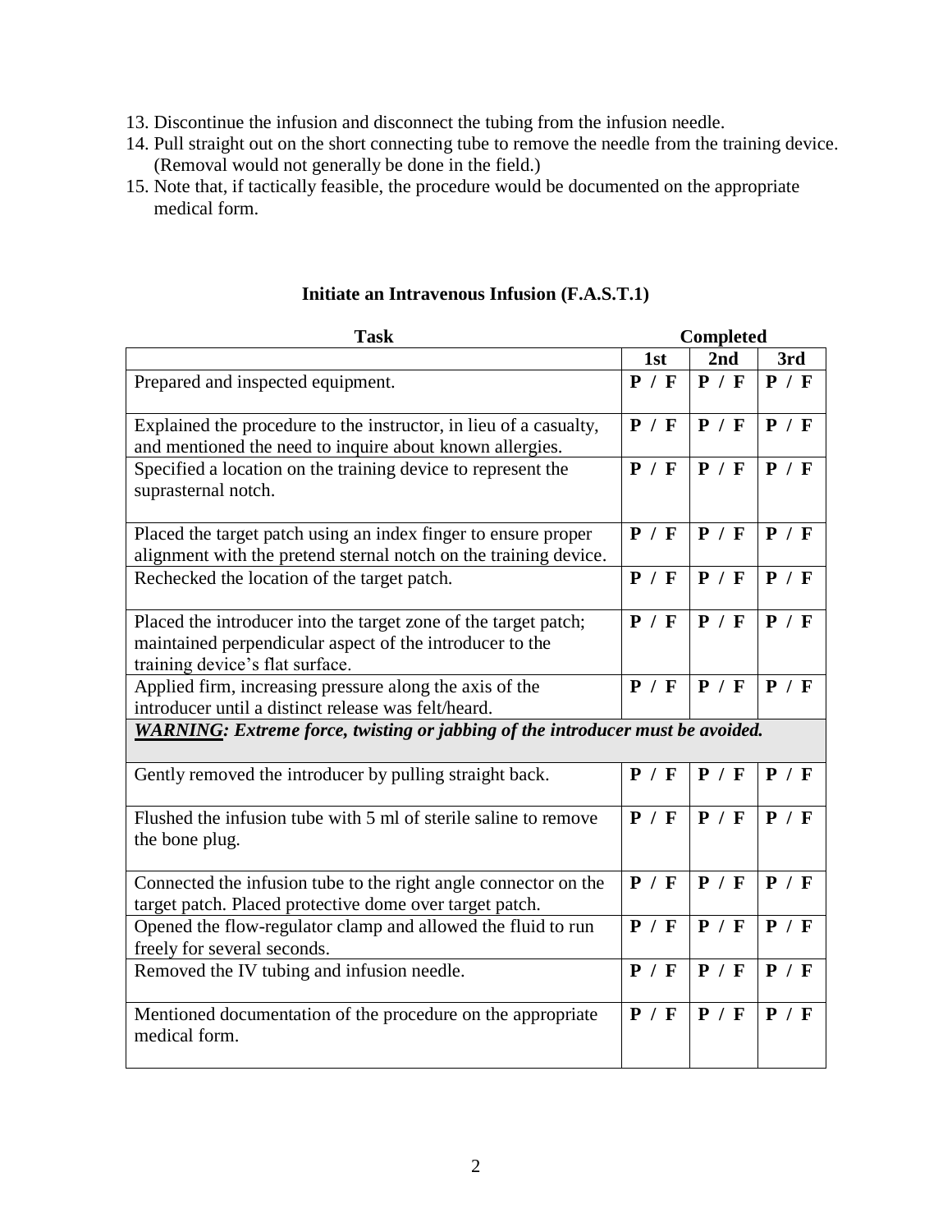13. Discontinue the infusion and disconnect the tubing from the infusion needle.
14. Pull straight out on the short connecting tube to remove the needle from the training device. (Removal would not generally be done in the field.)
15. Note that, if tactically feasible, the procedure would be documented on the appropriate medical form.

### Initiate an Intravenous Infusion (F.A.S.T.1)

| Task | Completed | | |
|---|---|---|---|
| | **1st** | **2nd** | **3rd** |
| Prepared and inspected equipment. | **P / F** | **P / F** | **P / F** |
| Explained the procedure to the instructor, in lieu of a casualty, and mentioned the need to inquire about known allergies. | **P / F** | **P / F** | **P / F** |
| Specified a location on the training device to represent the suprasternal notch. | **P / F** | **P / F** | **P / F** |
| Placed the target patch using an index finger to ensure proper alignment with the pretend sternal notch on the training device. | **P / F** | **P / F** | **P / F** |
| Rechecked the location of the target patch. | **P / F** | **P / F** | **P / F** |
| Placed the introducer into the target zone of the target patch; maintained perpendicular aspect of the introducer to the training device's flat surface. | **P / F** | **P / F** | **P / F** |
| Applied firm, increasing pressure along the axis of the introducer until a distinct release was felt/heard. | **P / F** | **P / F** | **P / F** |
| ***WARNING**: Extreme force, twisting or jabbing of the introducer must be avoided.* | | | |
| Gently removed the introducer by pulling straight back. | **P / F** | **P / F** | **P / F** |
| Flushed the infusion tube with 5 ml of sterile saline to remove the bone plug. | **P / F** | **P / F** | **P / F** |
| Connected the infusion tube to the right angle connector on the target patch. Placed protective dome over target patch. | **P / F** | **P / F** | **P / F** |
| Opened the flow-regulator clamp and allowed the fluid to run freely for several seconds. | **P / F** | **P / F** | **P / F** |
| Removed the IV tubing and infusion needle. | **P / F** | **P / F** | **P / F** |
| Mentioned documentation of the procedure on the appropriate medical form. | **P / F** | **P / F** | **P / F** |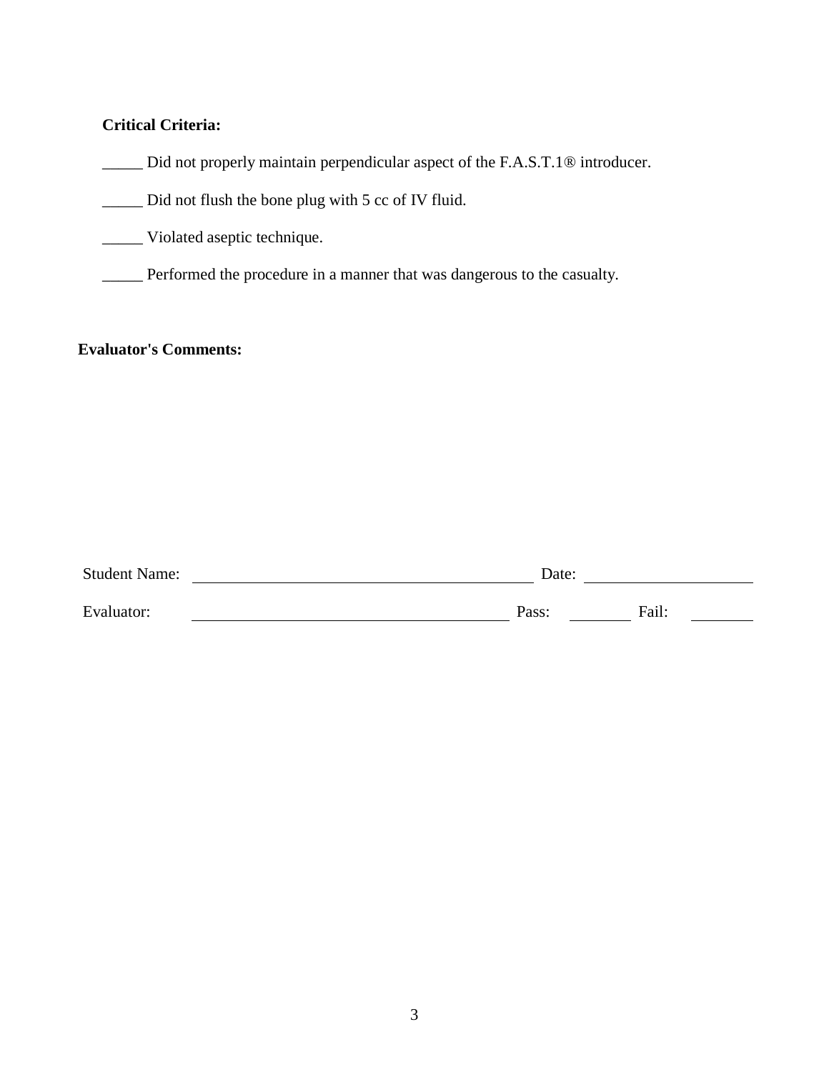**Critical Criteria:**

_____ Did not properly maintain perpendicular aspect of the F.A.S.T.1® introducer.

_____ Did not flush the bone plug with 5 cc of IV fluid.

_____ Violated aseptic technique.

_____ Performed the procedure in a manner that was dangerous to the casualty.

**Evaluator's Comments:**

Student Name: ________________________________________ Date: ____________________

Evaluator: ________________________________________ Pass: ________ Fail: ________